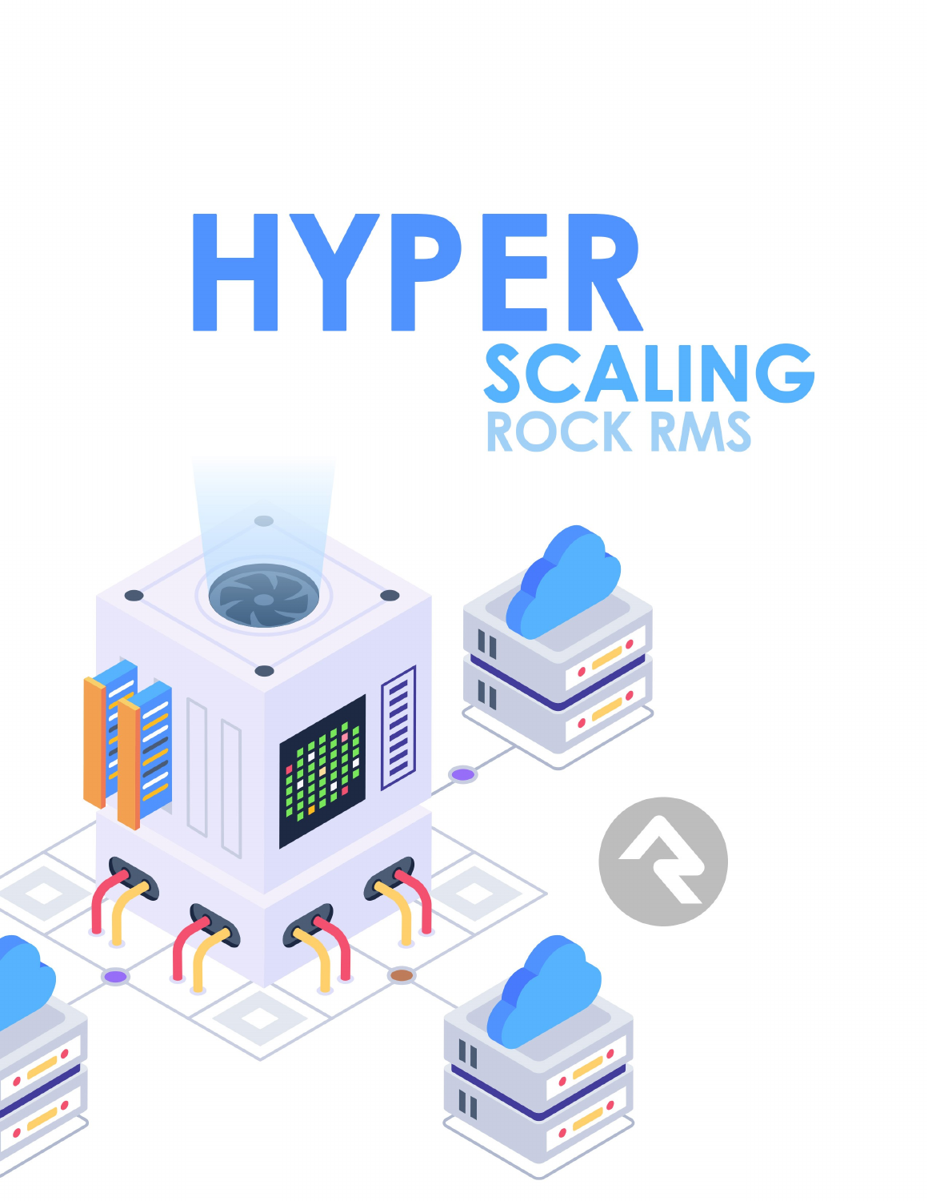# HYPER SCALING

## ROCK RMS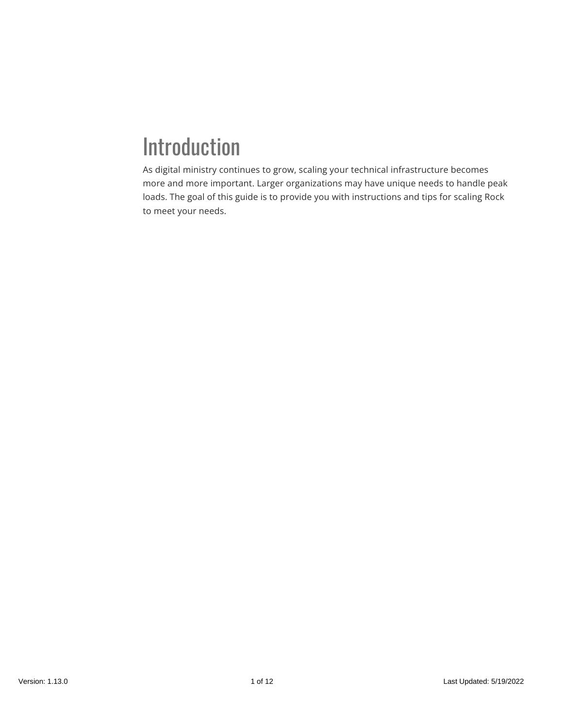# Introduction

As digital ministry continues to grow, scaling your technical infrastructure becomes more and more important. Larger organizations may have unique needs to handle peak loads. The goal of this guide is to provide you with instructions and tips for scaling Rock to meet your needs.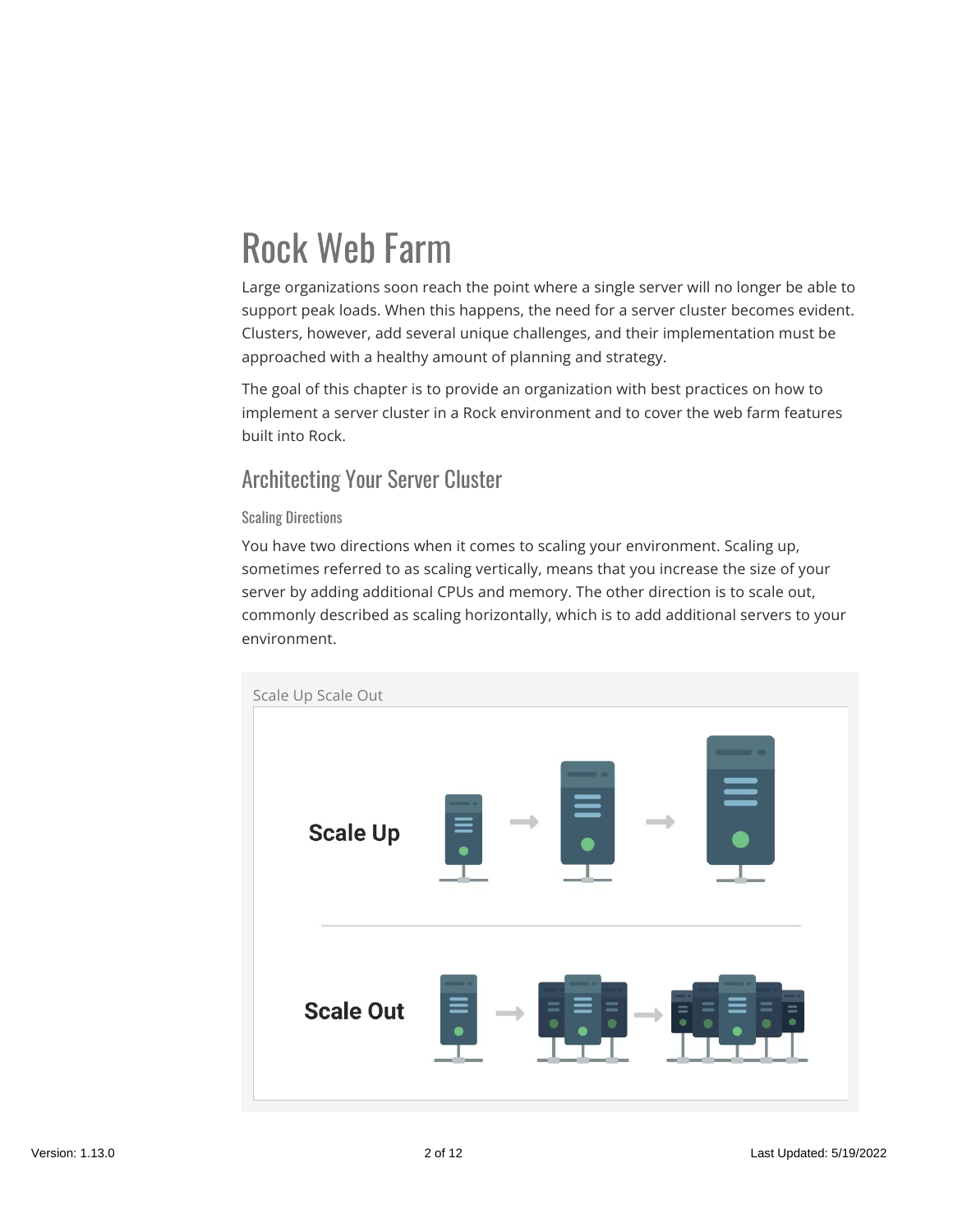# Rock Web Farm

Large organizations soon reach the point where a single server will no longer be able to support peak loads. When this happens, the need for a server cluster becomes evident. Clusters, however, add several unique challenges, and their implementation must be approached with a healthy amount of planning and strategy.

The goal of this chapter is to provide an organization with best practices on how to implement a server cluster in a Rock environment and to cover the web farm features built into Rock.

## Architecting Your Server Cluster

### Scaling Directions

You have two directions when it comes to scaling your environment. Scaling up, sometimes referred to as scaling vertically, means that you increase the size of your server by adding additional CPUs and memory. The other direction is to scale out, commonly described as scaling horizontally, which is to add additional servers to your environment.

Scale Up Scale Out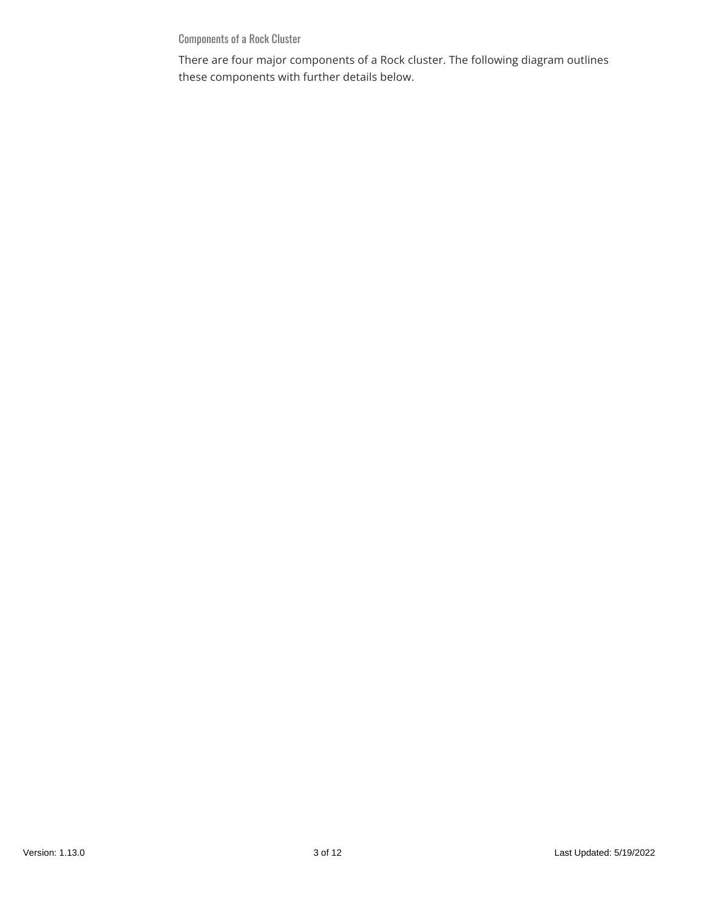### Components of a Rock Cluster

There are four major components of a Rock cluster. The following diagram outlines these components with further details below.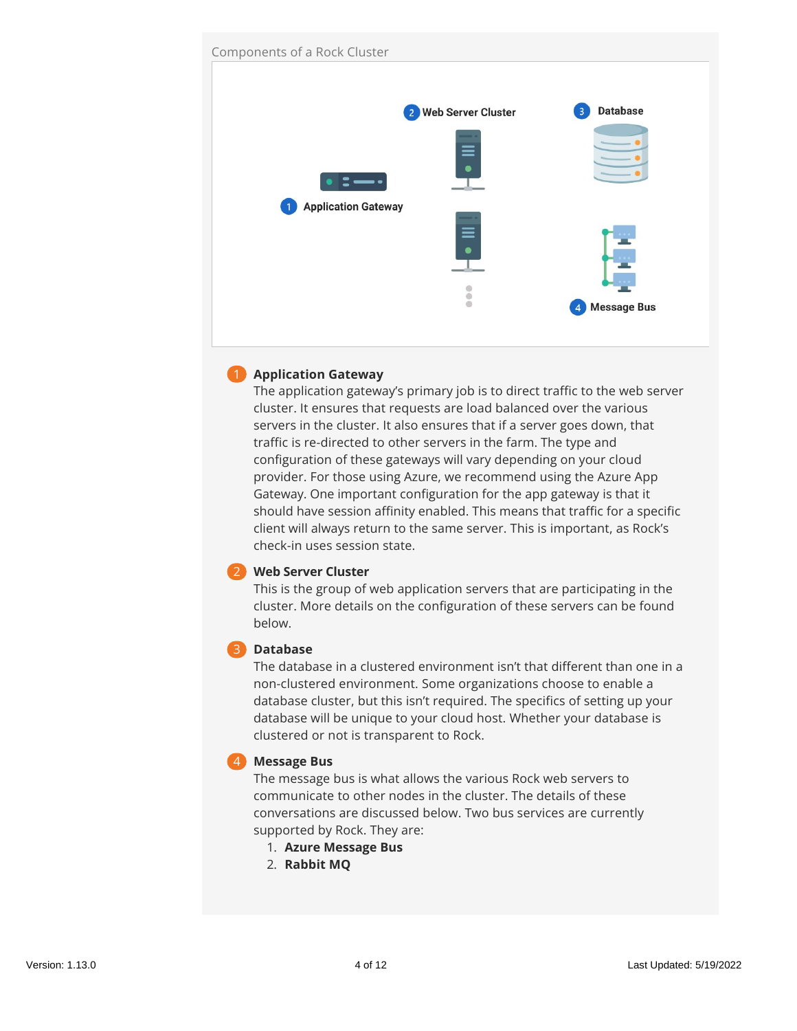Components of a Rock Cluster

1 Application Gateway

2 Web Server Cluster

3 Database

4 Message Bus

**1 Application Gateway**

The application gateway's primary job is to direct traffic to the web server cluster. It ensures that requests are load balanced over the various servers in the cluster. It also ensures that if a server goes down, that traffic is re-directed to other servers in the farm. The type and configuration of these gateways will vary depending on your cloud provider. For those using Azure, we recommend using the Azure App Gateway. One important configuration for the app gateway is that it should have session affinity enabled. This means that traffic for a specific client will always return to the same server. This is important, as Rock's check-in uses session state.

**2 Web Server Cluster**

This is the group of web application servers that are participating in the cluster. More details on the configuration of these servers can be found below.

**3 Database**

The database in a clustered environment isn't that different than one in a non-clustered environment. Some organizations choose to enable a database cluster, but this isn't required. The specifics of setting up your database will be unique to your cloud host. Whether your database is clustered or not is transparent to Rock.

**4 Message Bus**

The message bus is what allows the various Rock web servers to communicate to other nodes in the cluster. The details of these conversations are discussed below. Two bus services are currently supported by Rock. They are:

1. **Azure Message Bus**
2. **Rabbit MQ**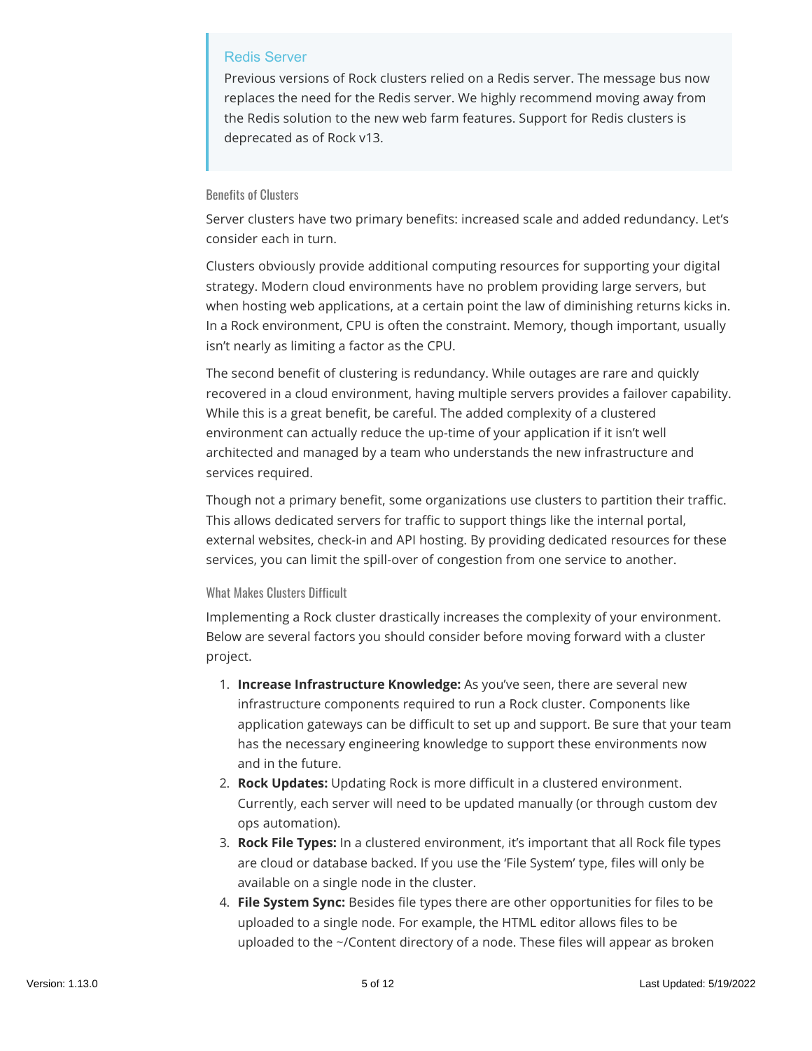> **Redis Server**
>
> Previous versions of Rock clusters relied on a Redis server. The message bus now replaces the need for the Redis server. We highly recommend moving away from the Redis solution to the new web farm features. Support for Redis clusters is deprecated as of Rock v13.

### Benefits of Clusters

Server clusters have two primary benefits: increased scale and added redundancy. Let's consider each in turn.

Clusters obviously provide additional computing resources for supporting your digital strategy. Modern cloud environments have no problem providing large servers, but when hosting web applications, at a certain point the law of diminishing returns kicks in. In a Rock environment, CPU is often the constraint. Memory, though important, usually isn't nearly as limiting a factor as the CPU.

The second benefit of clustering is redundancy. While outages are rare and quickly recovered in a cloud environment, having multiple servers provides a failover capability. While this is a great benefit, be careful. The added complexity of a clustered environment can actually reduce the up-time of your application if it isn't well architected and managed by a team who understands the new infrastructure and services required.

Though not a primary benefit, some organizations use clusters to partition their traffic. This allows dedicated servers for traffic to support things like the internal portal, external websites, check-in and API hosting. By providing dedicated resources for these services, you can limit the spill-over of congestion from one service to another.

### What Makes Clusters Difficult

Implementing a Rock cluster drastically increases the complexity of your environment. Below are several factors you should consider before moving forward with a cluster project.

1. **Increase Infrastructure Knowledge:** As you've seen, there are several new infrastructure components required to run a Rock cluster. Components like application gateways can be difficult to set up and support. Be sure that your team has the necessary engineering knowledge to support these environments now and in the future.
2. **Rock Updates:** Updating Rock is more difficult in a clustered environment. Currently, each server will need to be updated manually (or through custom dev ops automation).
3. **Rock File Types:** In a clustered environment, it's important that all Rock file types are cloud or database backed. If you use the 'File System' type, files will only be available on a single node in the cluster.
4. **File System Sync:** Besides file types there are other opportunities for files to be uploaded to a single node. For example, the HTML editor allows files to be uploaded to the ~/Content directory of a node. These files will appear as broken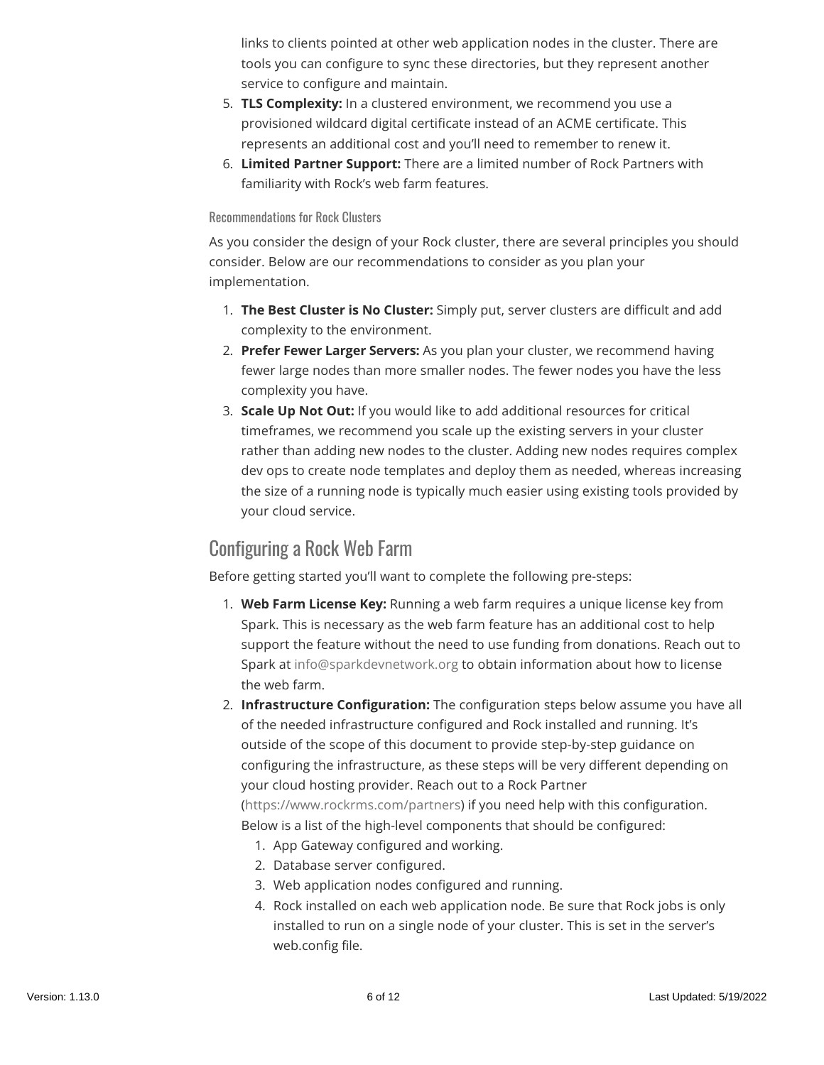links to clients pointed at other web application nodes in the cluster. There are tools you can configure to sync these directories, but they represent another service to configure and maintain.

5. **TLS Complexity:** In a clustered environment, we recommend you use a provisioned wildcard digital certificate instead of an ACME certificate. This represents an additional cost and you'll need to remember to renew it.
6. **Limited Partner Support:** There are a limited number of Rock Partners with familiarity with Rock's web farm features.

### Recommendations for Rock Clusters

As you consider the design of your Rock cluster, there are several principles you should consider. Below are our recommendations to consider as you plan your implementation.

1. **The Best Cluster is No Cluster:** Simply put, server clusters are difficult and add complexity to the environment.
2. **Prefer Fewer Larger Servers:** As you plan your cluster, we recommend having fewer large nodes than more smaller nodes. The fewer nodes you have the less complexity you have.
3. **Scale Up Not Out:** If you would like to add additional resources for critical timeframes, we recommend you scale up the existing servers in your cluster rather than adding new nodes to the cluster. Adding new nodes requires complex dev ops to create node templates and deploy them as needed, whereas increasing the size of a running node is typically much easier using existing tools provided by your cloud service.

## Configuring a Rock Web Farm

Before getting started you'll want to complete the following pre-steps:

1. **Web Farm License Key:** Running a web farm requires a unique license key from Spark. This is necessary as the web farm feature has an additional cost to help support the feature without the need to use funding from donations. Reach out to Spark at info@sparkdevnetwork.org to obtain information about how to license the web farm.
2. **Infrastructure Configuration:** The configuration steps below assume you have all of the needed infrastructure configured and Rock installed and running. It's outside of the scope of this document to provide step-by-step guidance on configuring the infrastructure, as these steps will be very different depending on your cloud hosting provider. Reach out to a Rock Partner (https://www.rockrms.com/partners) if you need help with this configuration. Below is a list of the high-level components that should be configured:
   1. App Gateway configured and working.
   2. Database server configured.
   3. Web application nodes configured and running.
   4. Rock installed on each web application node. Be sure that Rock jobs is only installed to run on a single node of your cluster. This is set in the server's web.config file.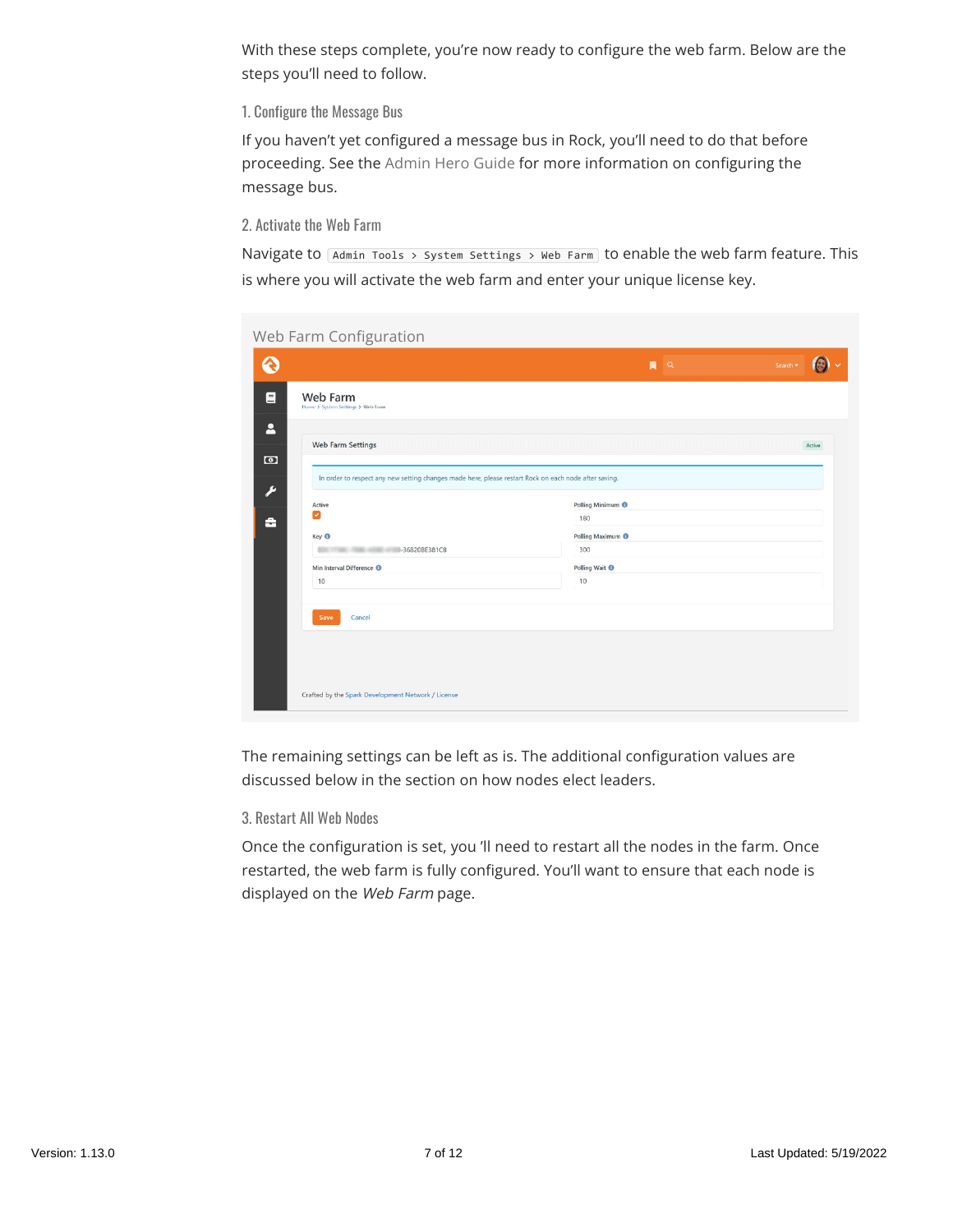With these steps complete, you're now ready to configure the web farm. Below are the steps you'll need to follow.

### 1. Configure the Message Bus

If you haven't yet configured a message bus in Rock, you'll need to do that before proceeding. See the Admin Hero Guide for more information on configuring the message bus.

### 2. Activate the Web Farm

Navigate to `Admin Tools > System Settings > Web Farm` to enable the web farm feature. This is where you will activate the web farm and enter your unique license key.

Web Farm Configuration

The remaining settings can be left as is. The additional configuration values are discussed below in the section on how nodes elect leaders.

### 3. Restart All Web Nodes

Once the configuration is set, you 'll need to restart all the nodes in the farm. Once restarted, the web farm is fully configured. You'll want to ensure that each node is displayed on the *Web Farm* page.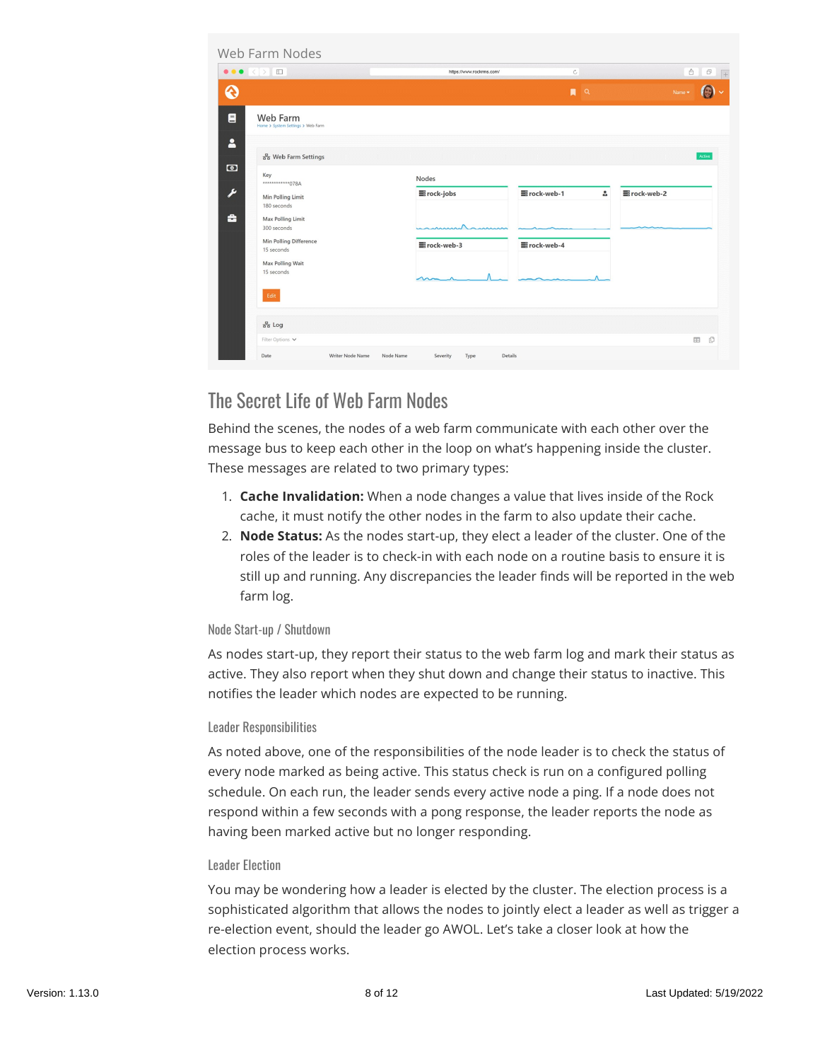Web Farm Nodes

## The Secret Life of Web Farm Nodes

Behind the scenes, the nodes of a web farm communicate with each other over the message bus to keep each other in the loop on what's happening inside the cluster. These messages are related to two primary types:

1. **Cache Invalidation:** When a node changes a value that lives inside of the Rock cache, it must notify the other nodes in the farm to also update their cache.
2. **Node Status:** As the nodes start-up, they elect a leader of the cluster. One of the roles of the leader is to check-in with each node on a routine basis to ensure it is still up and running. Any discrepancies the leader finds will be reported in the web farm log.

### Node Start-up / Shutdown

As nodes start-up, they report their status to the web farm log and mark their status as active. They also report when they shut down and change their status to inactive. This notifies the leader which nodes are expected to be running.

### Leader Responsibilities

As noted above, one of the responsibilities of the node leader is to check the status of every node marked as being active. This status check is run on a configured polling schedule. On each run, the leader sends every active node a ping. If a node does not respond within a few seconds with a pong response, the leader reports the node as having been marked active but no longer responding.

### Leader Election

You may be wondering how a leader is elected by the cluster. The election process is a sophisticated algorithm that allows the nodes to jointly elect a leader as well as trigger a re-election event, should the leader go AWOL. Let's take a closer look at how the election process works.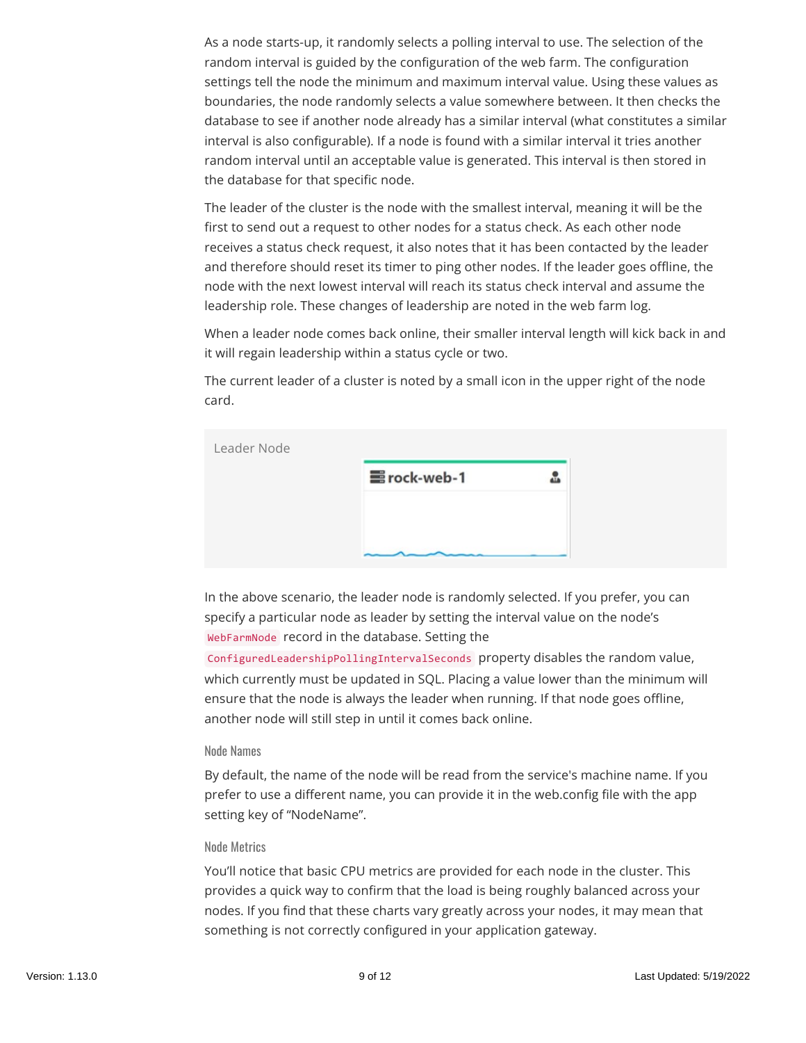As a node starts-up, it randomly selects a polling interval to use. The selection of the random interval is guided by the configuration of the web farm. The configuration settings tell the node the minimum and maximum interval value. Using these values as boundaries, the node randomly selects a value somewhere between. It then checks the database to see if another node already has a similar interval (what constitutes a similar interval is also configurable). If a node is found with a similar interval it tries another random interval until an acceptable value is generated. This interval is then stored in the database for that specific node.

The leader of the cluster is the node with the smallest interval, meaning it will be the first to send out a request to other nodes for a status check. As each other node receives a status check request, it also notes that it has been contacted by the leader and therefore should reset its timer to ping other nodes. If the leader goes offline, the node with the next lowest interval will reach its status check interval and assume the leadership role. These changes of leadership are noted in the web farm log.

When a leader node comes back online, their smaller interval length will kick back in and it will regain leadership within a status cycle or two.

The current leader of a cluster is noted by a small icon in the upper right of the node card.

Leader Node

rock-web-1

In the above scenario, the leader node is randomly selected. If you prefer, you can specify a particular node as leader by setting the interval value on the node's `WebFarmNode` record in the database. Setting the `ConfiguredLeadershipPollingIntervalSeconds` property disables the random value, which currently must be updated in SQL. Placing a value lower than the minimum will ensure that the node is always the leader when running. If that node goes offline, another node will still step in until it comes back online.

#### Node Names

By default, the name of the node will be read from the service's machine name. If you prefer to use a different name, you can provide it in the web.config file with the app setting key of "NodeName".

#### Node Metrics

You'll notice that basic CPU metrics are provided for each node in the cluster. This provides a quick way to confirm that the load is being roughly balanced across your nodes. If you find that these charts vary greatly across your nodes, it may mean that something is not correctly configured in your application gateway.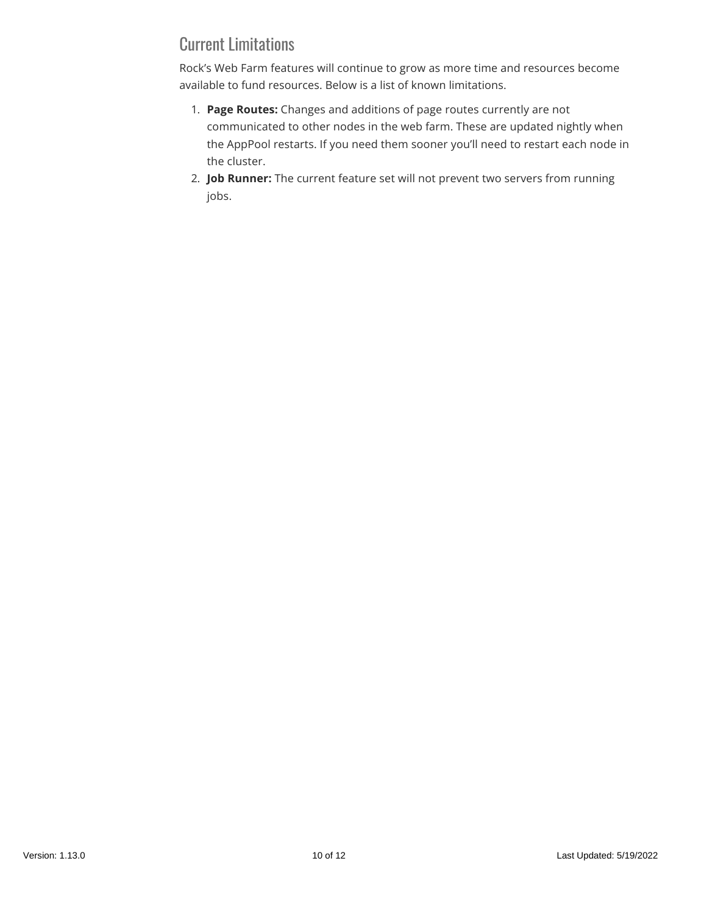## Current Limitations

Rock's Web Farm features will continue to grow as more time and resources become available to fund resources. Below is a list of known limitations.

1. **Page Routes:** Changes and additions of page routes currently are not communicated to other nodes in the web farm. These are updated nightly when the AppPool restarts. If you need them sooner you'll need to restart each node in the cluster.
2. **Job Runner:** The current feature set will not prevent two servers from running jobs.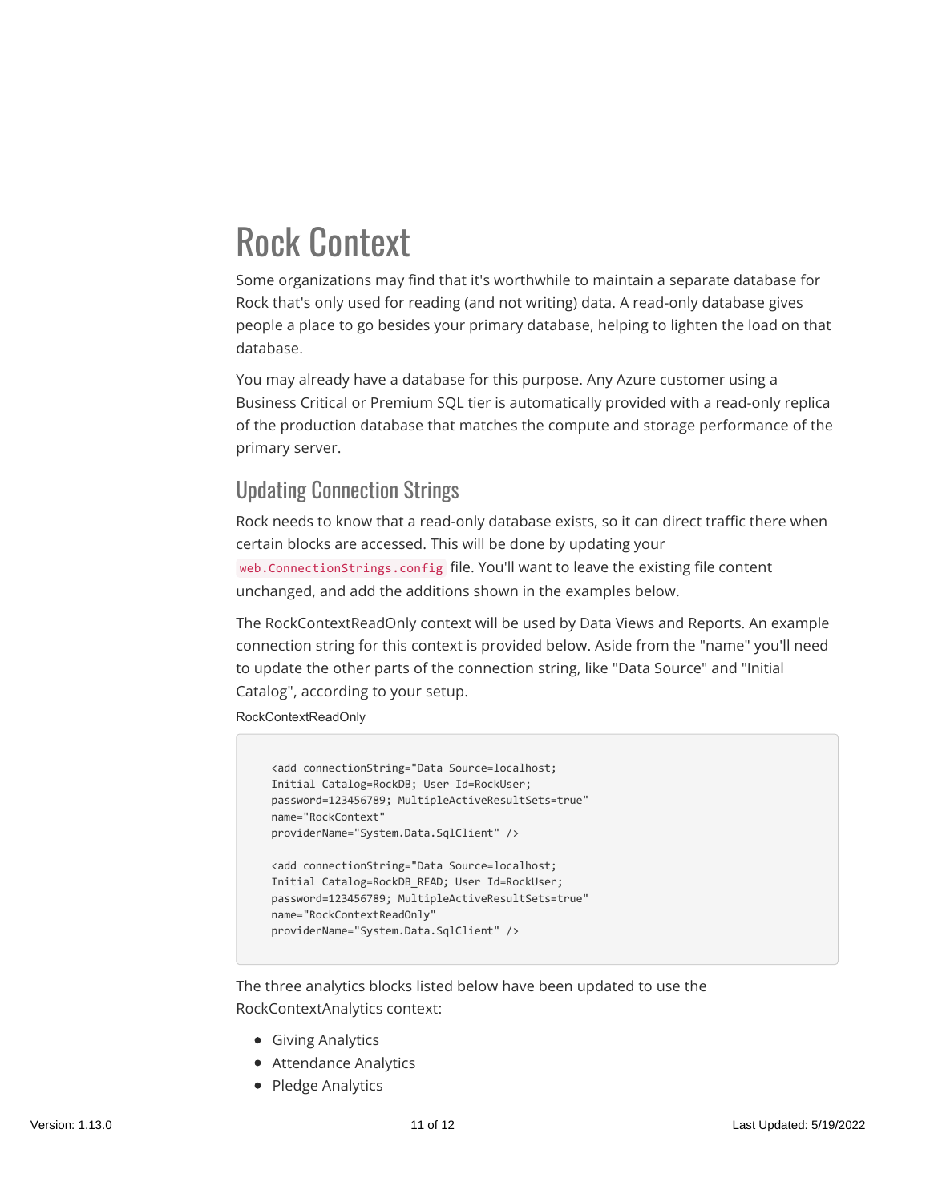# Rock Context

Some organizations may find that it's worthwhile to maintain a separate database for Rock that's only used for reading (and not writing) data. A read-only database gives people a place to go besides your primary database, helping to lighten the load on that database.

You may already have a database for this purpose. Any Azure customer using a Business Critical or Premium SQL tier is automatically provided with a read-only replica of the production database that matches the compute and storage performance of the primary server.

## Updating Connection Strings

Rock needs to know that a read-only database exists, so it can direct traffic there when certain blocks are accessed. This will be done by updating your `web.ConnectionStrings.config` file. You'll want to leave the existing file content unchanged, and add the additions shown in the examples below.

The RockContextReadOnly context will be used by Data Views and Reports. An example connection string for this context is provided below. Aside from the "name" you'll need to update the other parts of the connection string, like "Data Source" and "Initial Catalog", according to your setup.

RockContextReadOnly

```
<add connectionString="Data Source=localhost;
Initial Catalog=RockDB; User Id=RockUser;
password=123456789; MultipleActiveResultSets=true"
name="RockContext"
providerName="System.Data.SqlClient" />

<add connectionString="Data Source=localhost;
Initial Catalog=RockDB_READ; User Id=RockUser;
password=123456789; MultipleActiveResultSets=true"
name="RockContextReadOnly"
providerName="System.Data.SqlClient" />
```

The three analytics blocks listed below have been updated to use the RockContextAnalytics context:

- Giving Analytics
- Attendance Analytics
- Pledge Analytics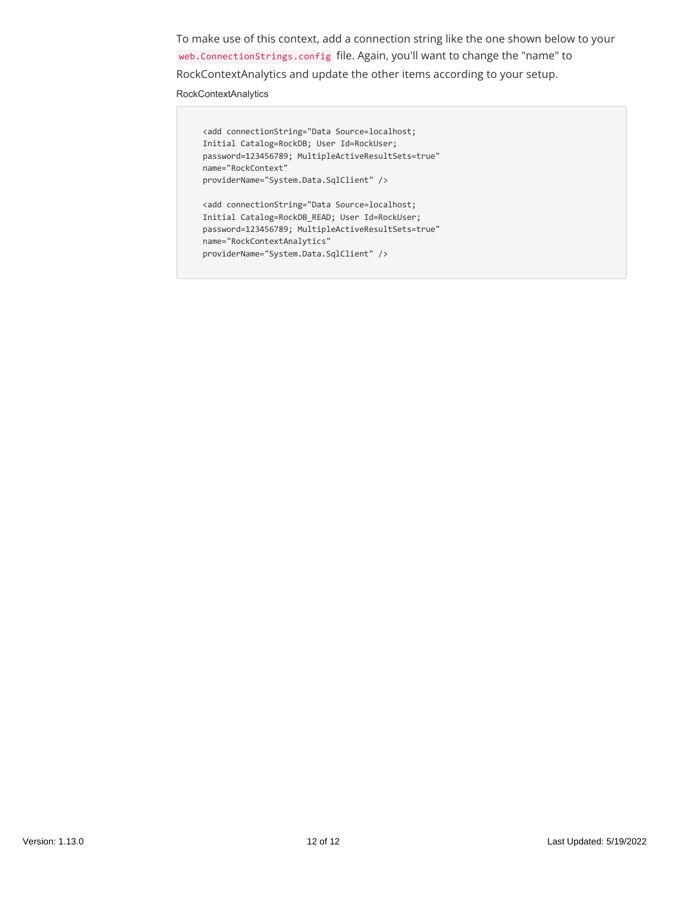To make use of this context, add a connection string like the one shown below to your `web.ConnectionStrings.config` file. Again, you'll want to change the "name" to RockContextAnalytics and update the other items according to your setup.

RockContextAnalytics

```
<add connectionString="Data Source=localhost;
Initial Catalog=RockDB; User Id=RockUser;
password=123456789; MultipleActiveResultSets=true"
name="RockContext"
providerName="System.Data.SqlClient" />

<add connectionString="Data Source=localhost;
Initial Catalog=RockDB_READ; User Id=RockUser;
password=123456789; MultipleActiveResultSets=true"
name="RockContextAnalytics"
providerName="System.Data.SqlClient" />
```